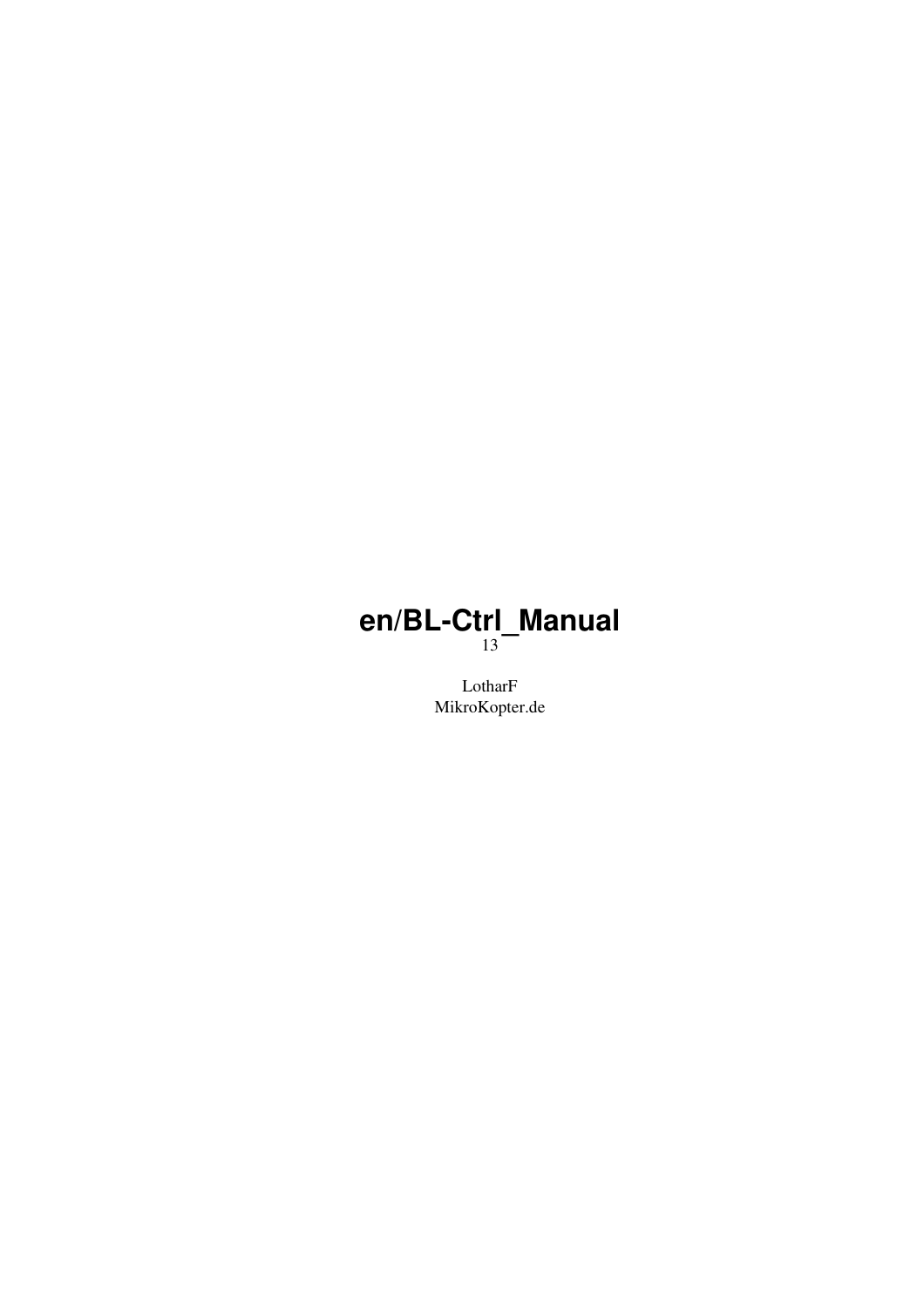# en/BL-Ctrl_Manual

13

LotharF
MikroKopter.de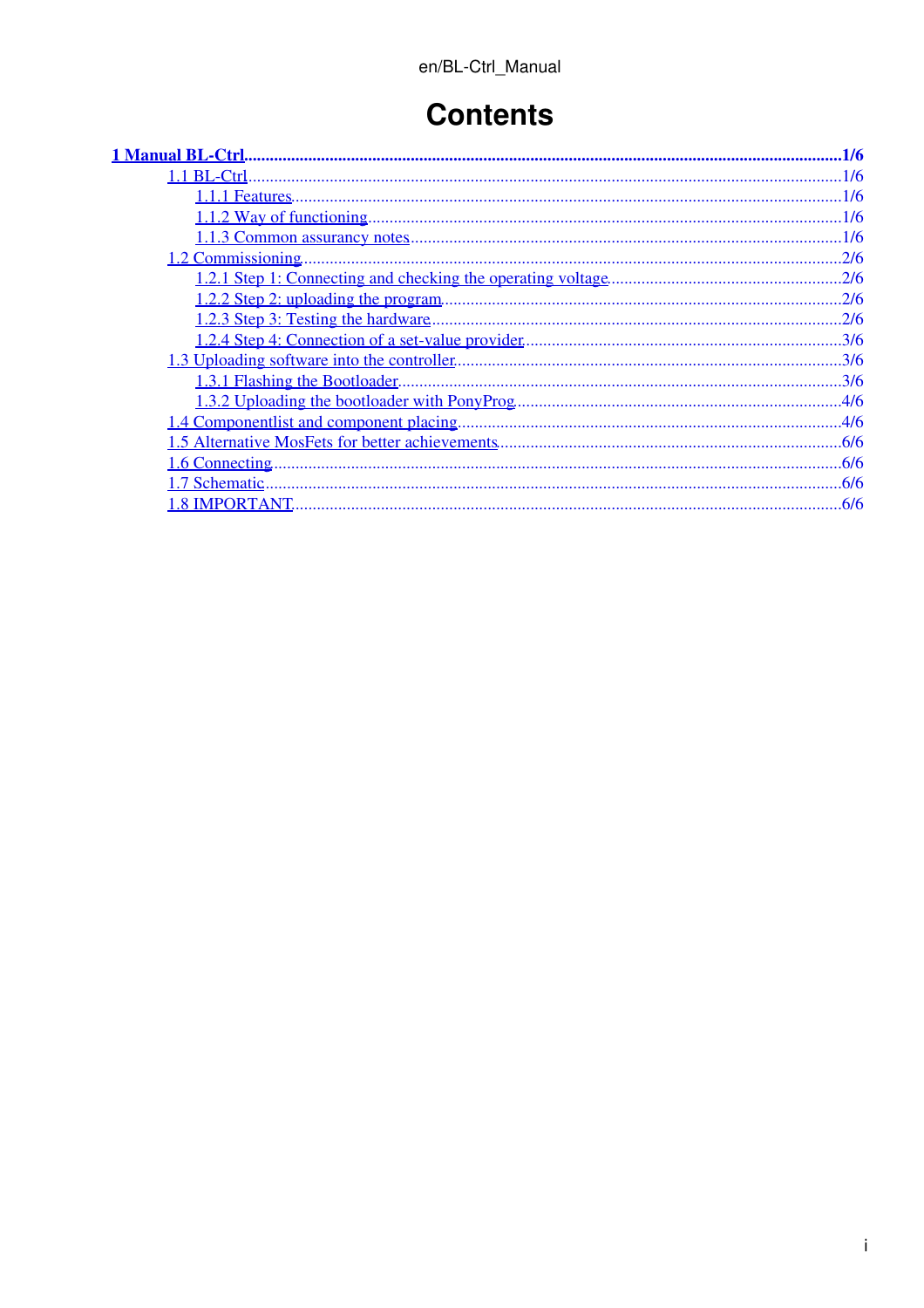# Contents

- 1 Manual BL-Ctrl ........ 1/6
  - 1.1 BL-Ctrl ........ 1/6
    - 1.1.1 Features ........ 1/6
    - 1.1.2 Way of functioning ........ 1/6
    - 1.1.3 Common assurancy notes ........ 1/6
  - 1.2 Commissioning ........ 2/6
    - 1.2.1 Step 1: Connecting and checking the operating voltage ........ 2/6
    - 1.2.2 Step 2: uploading the program ........ 2/6
    - 1.2.3 Step 3: Testing the hardware ........ 2/6
    - 1.2.4 Step 4: Connection of a set-value provider ........ 3/6
  - 1.3 Uploading software into the controller ........ 3/6
    - 1.3.1 Flashing the Bootloader ........ 3/6
    - 1.3.2 Uploading the bootloader with PonyProg ........ 4/6
  - 1.4 Componentlist and component placing ........ 4/6
  - 1.5 Alternative MosFets for better achievements ........ 6/6
  - 1.6 Connecting ........ 6/6
  - 1.7 Schematic ........ 6/6
  - 1.8 IMPORTANT ........ 6/6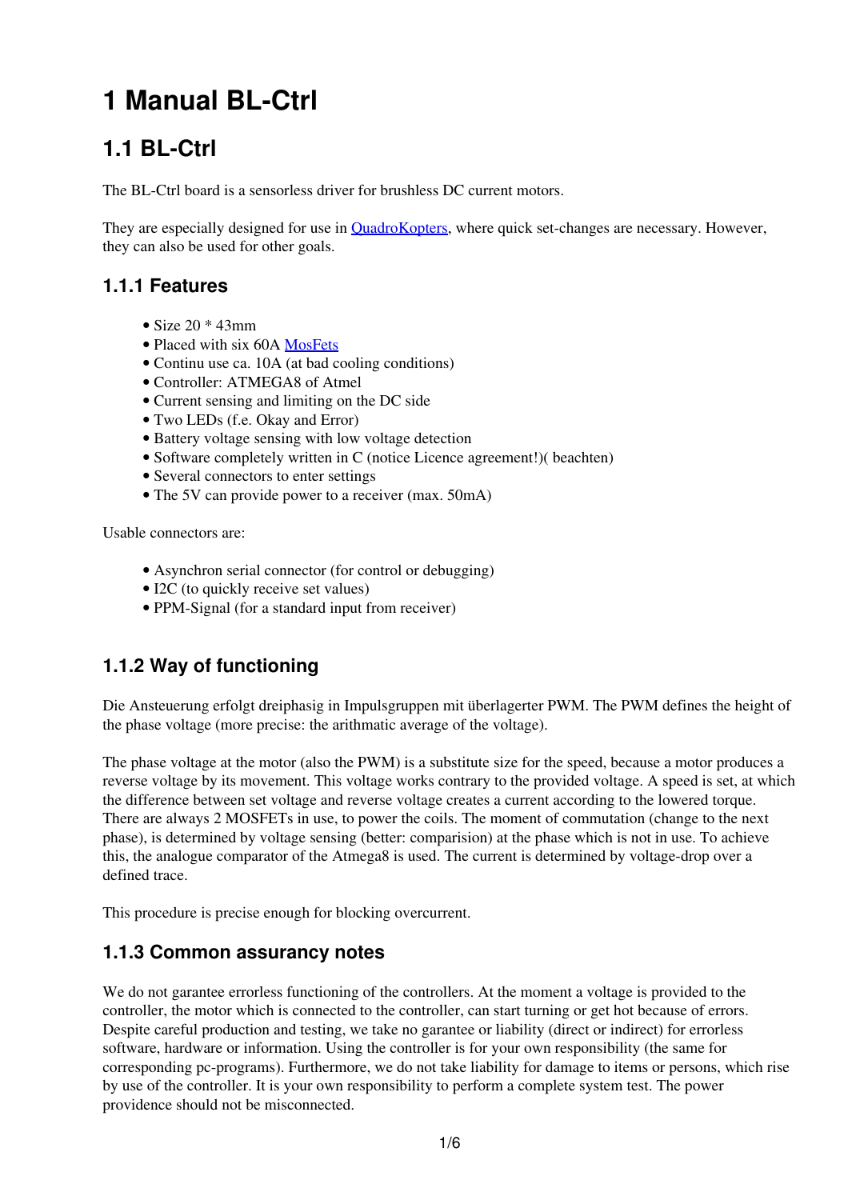# 1 Manual BL-Ctrl

## 1.1 BL-Ctrl

The BL-Ctrl board is a sensorless driver for brushless DC current motors.

They are especially designed for use in QuadroKopters, where quick set-changes are necessary. However, they can also be used for other goals.

### 1.1.1 Features

- Size 20 * 43mm
- Placed with six 60A MosFets
- Continu use ca. 10A (at bad cooling conditions)
- Controller: ATMEGA8 of Atmel
- Current sensing and limiting on the DC side
- Two LEDs (f.e. Okay and Error)
- Battery voltage sensing with low voltage detection
- Software completely written in C (notice Licence agreement!)( beachten)
- Several connectors to enter settings
- The 5V can provide power to a receiver (max. 50mA)

Usable connectors are:

- Asynchron serial connector (for control or debugging)
- I2C (to quickly receive set values)
- PPM-Signal (for a standard input from receiver)

### 1.1.2 Way of functioning

Die Ansteuerung erfolgt dreiphasig in Impulsgruppen mit überlagerter PWM. The PWM defines the height of the phase voltage (more precise: the arithmatic average of the voltage).

The phase voltage at the motor (also the PWM) is a substitute size for the speed, because a motor produces a reverse voltage by its movement. This voltage works contrary to the provided voltage. A speed is set, at which the difference between set voltage and reverse voltage creates a current according to the lowered torque. There are always 2 MOSFETs in use, to power the coils. The moment of commutation (change to the next phase), is determined by voltage sensing (better: comparision) at the phase which is not in use. To achieve this, the analogue comparator of the Atmega8 is used. The current is determined by voltage-drop over a defined trace.

This procedure is precise enough for blocking overcurrent.

### 1.1.3 Common assurancy notes

We do not garantee errorless functioning of the controllers. At the moment a voltage is provided to the controller, the motor which is connected to the controller, can start turning or get hot because of errors. Despite careful production and testing, we take no garantee or liability (direct or indirect) for errorless software, hardware or information. Using the controller is for your own responsibility (the same for corresponding pc-programs). Furthermore, we do not take liability for damage to items or persons, which rise by use of the controller. It is your own responsibility to perform a complete system test. The power providence should not be misconnected.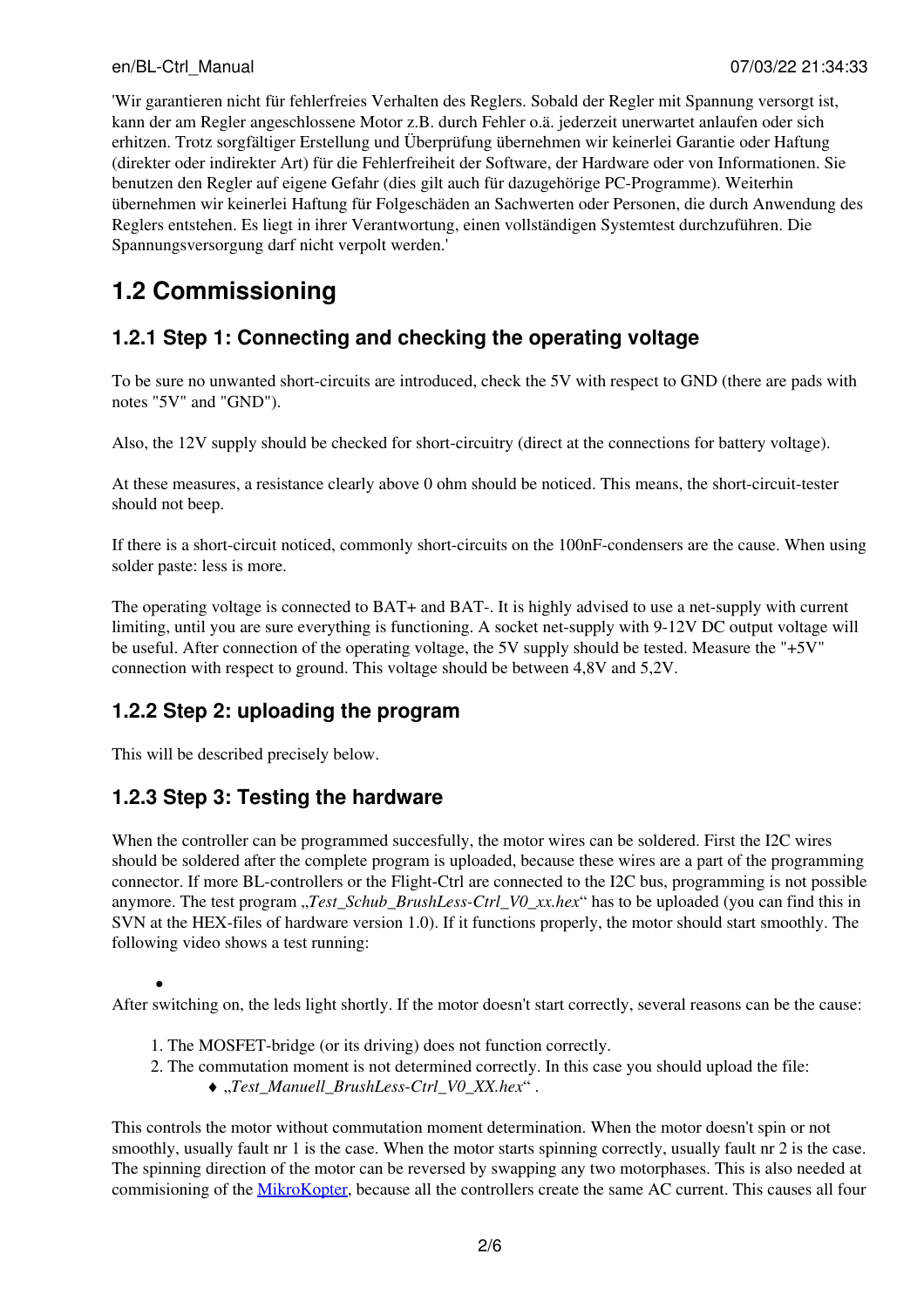'Wir garantieren nicht für fehlerfreies Verhalten des Reglers. Sobald der Regler mit Spannung versorgt ist, kann der am Regler angeschlossene Motor z.B. durch Fehler o.ä. jederzeit unerwartet anlaufen oder sich erhitzen. Trotz sorgfältiger Erstellung und Überprüfung übernehmen wir keinerlei Garantie oder Haftung (direkter oder indirekter Art) für die Fehlerfreiheit der Software, der Hardware oder von Informationen. Sie benutzen den Regler auf eigene Gefahr (dies gilt auch für dazugehörige PC-Programme). Weiterhin übernehmen wir keinerlei Haftung für Folgeschäden an Sachwerten oder Personen, die durch Anwendung des Reglers entstehen. Es liegt in ihrer Verantwortung, einen vollständigen Systemtest durchzuführen. Die Spannungsversorgung darf nicht verpolt werden.'

## 1.2 Commissioning

### 1.2.1 Step 1: Connecting and checking the operating voltage

To be sure no unwanted short-circuits are introduced, check the 5V with respect to GND (there are pads with notes "5V" and "GND").

Also, the 12V supply should be checked for short-circuitry (direct at the connections for battery voltage).

At these measures, a resistance clearly above 0 ohm should be noticed. This means, the short-circuit-tester should not beep.

If there is a short-circuit noticed, commonly short-circuits on the 100nF-condensers are the cause. When using solder paste: less is more.

The operating voltage is connected to BAT+ and BAT-. It is highly advised to use a net-supply with current limiting, until you are sure everything is functioning. A socket net-supply with 9-12V DC output voltage will be useful. After connection of the operating voltage, the 5V supply should be tested. Measure the "+5V" connection with respect to ground. This voltage should be between 4,8V and 5,2V.

### 1.2.2 Step 2: uploading the program

This will be described precisely below.

### 1.2.3 Step 3: Testing the hardware

When the controller can be programmed succesfully, the motor wires can be soldered. First the I2C wires should be soldered after the complete program is uploaded, because these wires are a part of the programming connector. If more BL-controllers or the Flight-Ctrl are connected to the I2C bus, programming is not possible anymore. The test program „*Test_Schub_BrushLess-Ctrl_V0_xx.hex*" has to be uploaded (you can find this in SVN at the HEX-files of hardware version 1.0). If it functions properly, the motor should start smoothly. The following video shows a test running:

- 

After switching on, the leds light shortly. If the motor doesn't start correctly, several reasons can be the cause:

1. The MOSFET-bridge (or its driving) does not function correctly.
2. The commutation moment is not determined correctly. In this case you should upload the file:
   - „*Test_Manuell_BrushLess-Ctrl_V0_XX.hex*" .

This controls the motor without commutation moment determination. When the motor doesn't spin or not smoothly, usually fault nr 1 is the case. When the motor starts spinning correctly, usually fault nr 2 is the case. The spinning direction of the motor can be reversed by swapping any two motorphases. This is also needed at commisioning of the MikroKopter, because all the controllers create the same AC current. This causes all four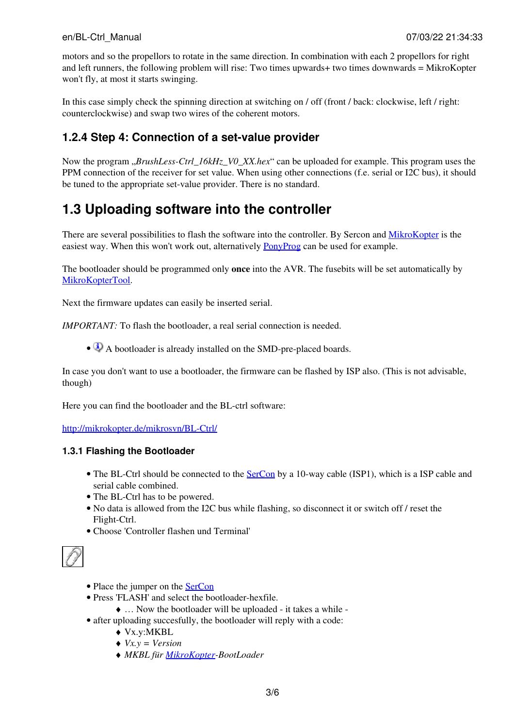motors and so the propellors to rotate in the same direction. In combination with each 2 propellors for right and left runners, the following problem will rise: Two times upwards+ two times downwards = MikroKopter won't fly, at most it starts swinging.

In this case simply check the spinning direction at switching on / off (front / back: clockwise, left / right: counterclockwise) and swap two wires of the coherent motors.

### 1.2.4 Step 4: Connection of a set-value provider

Now the program „*BrushLess-Ctrl_16kHz_V0_XX.hex*“ can be uploaded for example. This program uses the PPM connection of the receiver for set value. When using other connections (f.e. serial or I2C bus), it should be tuned to the appropriate set-value provider. There is no standard.

## 1.3 Uploading software into the controller

There are several possibilities to flash the software into the controller. By Sercon and MikroKopter is the easiest way. When this won't work out, alternatively PonyProg can be used for example.

The bootloader should be programmed only **once** into the AVR. The fusebits will be set automatically by MikroKopterTool.

Next the firmware updates can easily be inserted serial.

*IMPORTANT:* To flash the bootloader, a real serial connection is needed.

- A bootloader is already installed on the SMD-pre-placed boards.

In case you don't want to use a bootloader, the firmware can be flashed by ISP also. (This is not advisable, though)

Here you can find the bootloader and the BL-ctrl software:

http://mikrokopter.de/mikrosvn/BL-Ctrl/

### 1.3.1 Flashing the Bootloader

- The BL-Ctrl should be connected to the SerCon by a 10-way cable (ISP1), which is a ISP cable and serial cable combined.
- The BL-Ctrl has to be powered.
- No data is allowed from the I2C bus while flashing, so disconnect it or switch off / reset the Flight-Ctrl.
- Choose 'Controller flashen und Terminal'

- Place the jumper on the SerCon
- Press 'FLASH' and select the bootloader-hexfile.
  - … Now the bootloader will be uploaded - it takes a while -
- after uploading succesfully, the bootloader will reply with a code:
  - Vx.y:MKBL
  - *Vx.y = Version*
  - *MKBL für MikroKopter-BootLoader*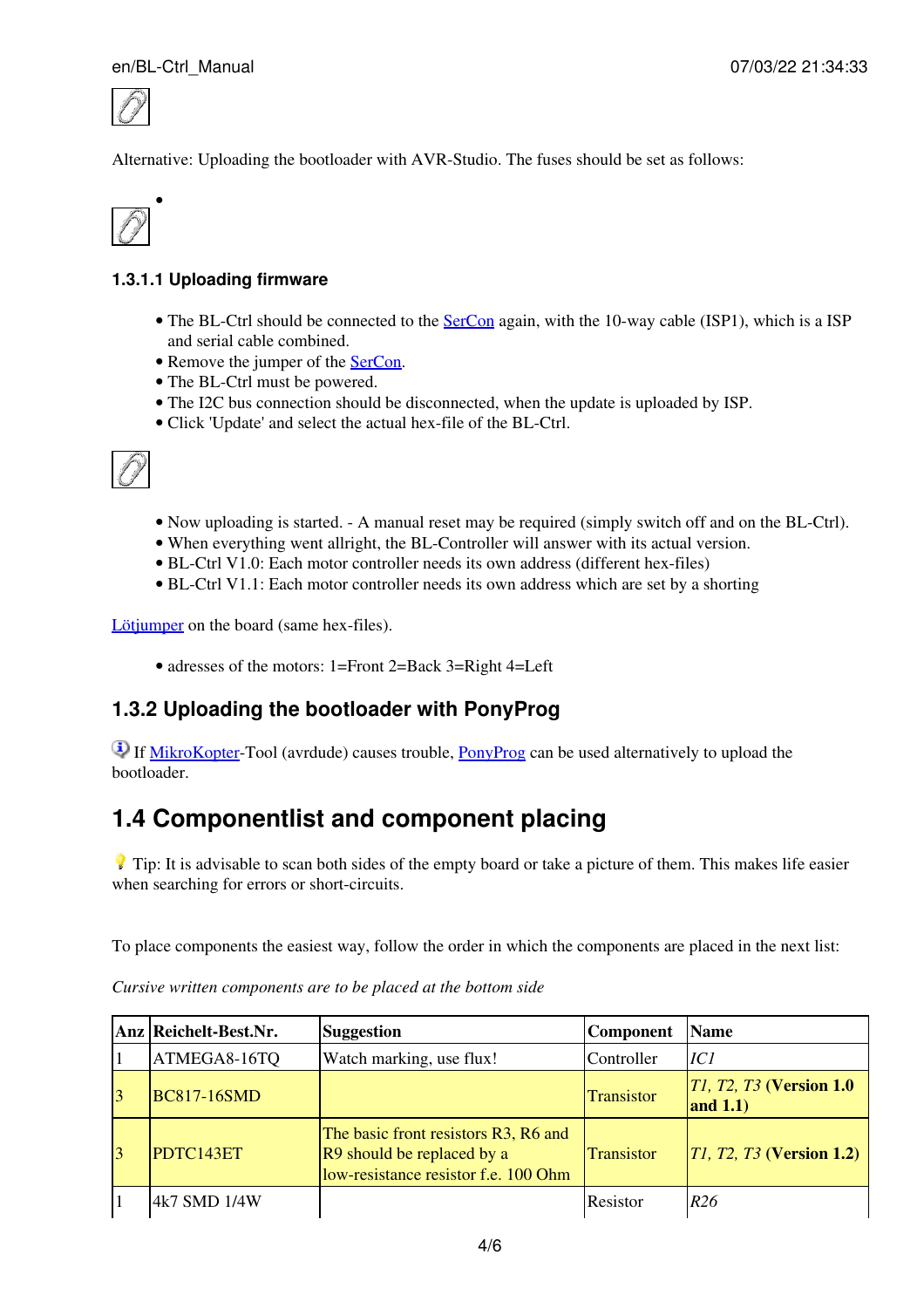Alternative: Uploading the bootloader with AVR-Studio. The fuses should be set as follows:

- 

#### 1.3.1.1 Uploading firmware

- The BL-Ctrl should be connected to the SerCon again, with the 10-way cable (ISP1), which is a ISP and serial cable combined.
- Remove the jumper of the SerCon.
- The BL-Ctrl must be powered.
- The I2C bus connection should be disconnected, when the update is uploaded by ISP.
- Click 'Update' and select the actual hex-file of the BL-Ctrl.

- Now uploading is started. - A manual reset may be required (simply switch off and on the BL-Ctrl).
- When everything went allright, the BL-Controller will answer with its actual version.
- BL-Ctrl V1.0: Each motor controller needs its own address (different hex-files)
- BL-Ctrl V1.1: Each motor controller needs its own address which are set by a shorting

Lötjumper on the board (same hex-files).

- adresses of the motors: 1=Front 2=Back 3=Right 4=Left

### 1.3.2 Uploading the bootloader with PonyProg

If MikroKopter-Tool (avrdude) causes trouble, PonyProg can be used alternatively to upload the bootloader.

## 1.4 Componentlist and component placing

Tip: It is advisable to scan both sides of the empty board or take a picture of them. This makes life easier when searching for errors or short-circuits.

To place components the easiest way, follow the order in which the components are placed in the next list:

*Cursive written components are to be placed at the bottom side*

| Anz | Reichelt-Best.Nr. | Suggestion | Component | Name |
|---|---|---|---|---|
| 1 | ATMEGA8-16TQ | Watch marking, use flux! | Controller | *IC1* |
| 3 | BC817-16SMD | | Transistor | *T1, T2, T3* **(Version 1.0 and 1.1)** |
| 3 | PDTC143ET | The basic front resistors R3, R6 and R9 should be replaced by a low-resistance resistor f.e. 100 Ohm | Transistor | *T1, T2, T3* **(Version 1.2)** |
| 1 | 4k7 SMD 1/4W | | Resistor | *R26* |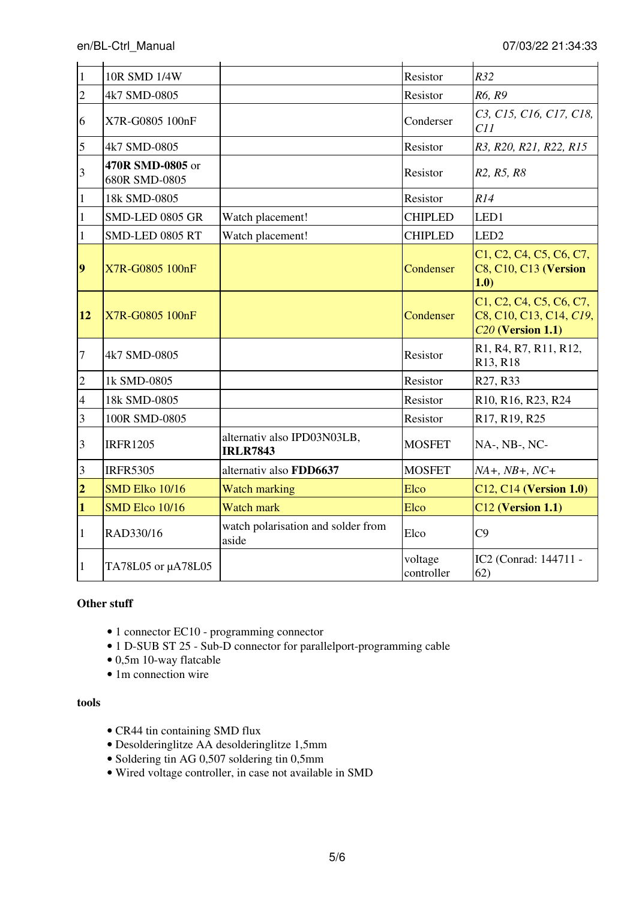| | | | | |
|---|---|---|---|---|
| 1 | 10R SMD 1/4W | | Resistor | *R32* |
| 2 | 4k7 SMD-0805 | | Resistor | *R6, R9* |
| 6 | X7R-G0805 100nF | | Conderser | *C3, C15, C16, C17, C18, C11* |
| 5 | 4k7 SMD-0805 | | Resistor | *R3, R20, R21, R22, R15* |
| 3 | **470R SMD-0805** or 680R SMD-0805 | | Resistor | *R2, R5, R8* |
| 1 | 18k SMD-0805 | | Resistor | *R14* |
| 1 | SMD-LED 0805 GR | Watch placement! | CHIPLED | LED1 |
| 1 | SMD-LED 0805 RT | Watch placement! | CHIPLED | LED2 |
| **9** | X7R-G0805 100nF | | Condenser | C1, C2, C4, C5, C6, C7, C8, C10, C13 **(Version 1.0)** |
| **12** | X7R-G0805 100nF | | Condenser | C1, C2, C4, C5, C6, C7, C8, C10, C13, C14, *C19, C20* **(Version 1.1)** |
| 7 | 4k7 SMD-0805 | | Resistor | R1, R4, R7, R11, R12, R13, R18 |
| 2 | 1k SMD-0805 | | Resistor | R27, R33 |
| 4 | 18k SMD-0805 | | Resistor | R10, R16, R23, R24 |
| 3 | 100R SMD-0805 | | Resistor | R17, R19, R25 |
| 3 | IRFR1205 | alternativ also IPD03N03LB, **IRLR7843** | MOSFET | NA-, NB-, NC- |
| 3 | IRFR5305 | alternativ also **FDD6637** | MOSFET | *NA+, NB+, NC+* |
| **2** | SMD Elko 10/16 | Watch marking | Elco | C12, C14 **(Version 1.0)** |
| **1** | SMD Elco 10/16 | Watch mark | Elco | C12 **(Version 1.1)** |
| 1 | RAD330/16 | watch polarisation and solder from aside | Elco | C9 |
| 1 | TA78L05 or µA78L05 | | voltage controller | IC2 (Conrad: 144711 - 62) |

**Other stuff**

- 1 connector EC10 - programming connector
- 1 D-SUB ST 25 - Sub-D connector for parallelport-programming cable
- 0,5m 10-way flatcable
- 1m connection wire

**tools**

- CR44 tin containing SMD flux
- Desolderinglitze AA desolderinglitze 1,5mm
- Soldering tin AG 0,507 soldering tin 0,5mm
- Wired voltage controller, in case not available in SMD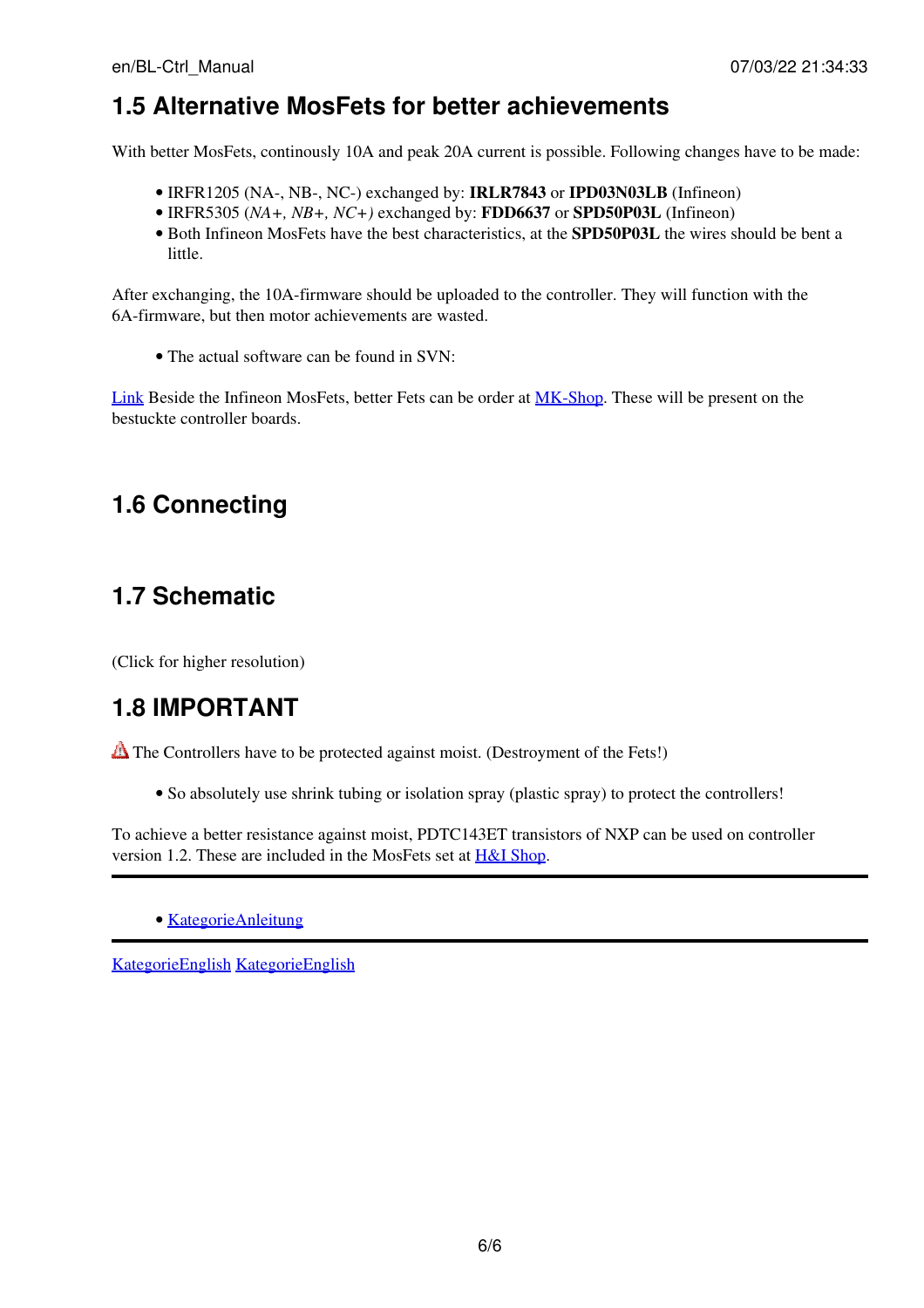## 1.5 Alternative MosFets for better achievements

With better MosFets, continously 10A and peak 20A current is possible. Following changes have to be made:

- IRFR1205 (NA-, NB-, NC-) exchanged by: **IRLR7843** or **IPD03N03LB** (Infineon)
- IRFR5305 (*NA+, NB+, NC+)* exchanged by: **FDD6637** or **SPD50P03L** (Infineon)
- Both Infineon MosFets have the best characteristics, at the **SPD50P03L** the wires should be bent a little.

After exchanging, the 10A-firmware should be uploaded to the controller. They will function with the 6A-firmware, but then motor achievements are wasted.

- The actual software can be found in SVN:

Link Beside the Infineon MosFets, better Fets can be order at MK-Shop. These will be present on the bestuckte controller boards.

## 1.6 Connecting

## 1.7 Schematic

(Click for higher resolution)

## 1.8 IMPORTANT

The Controllers have to be protected against moist. (Destroyment of the Fets!)

- So absolutely use shrink tubing or isolation spray (plastic spray) to protect the controllers!

To achieve a better resistance against moist, PDTC143ET transistors of NXP can be used on controller version 1.2. These are included in the MosFets set at H&I Shop.

---

- KategorieAnleitung

---

KategorieEnglish KategorieEnglish